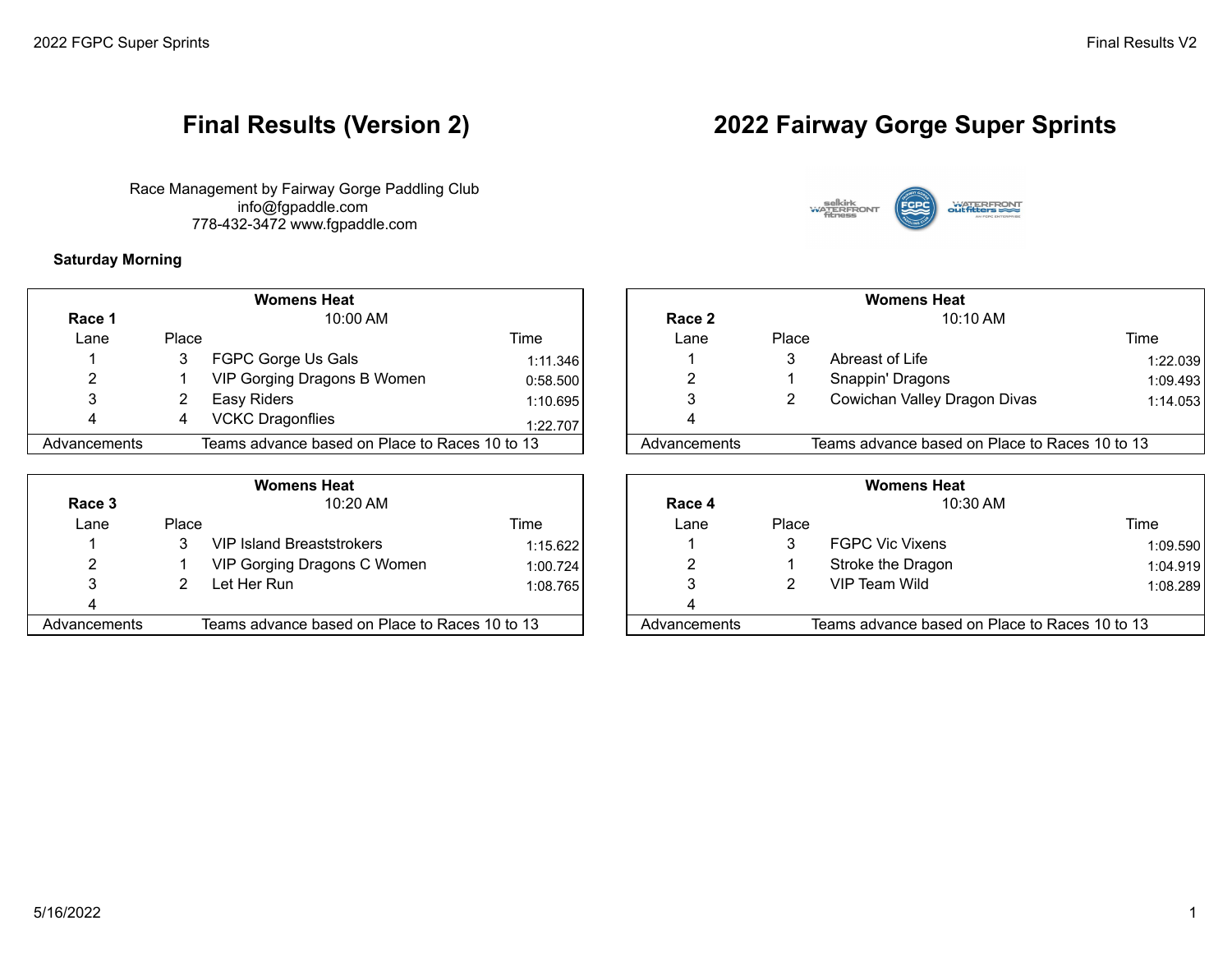# Final Results (Version 2)

# 2022 Fairway Gorge Super Sprints

Race Management by Fairway Gorge Paddling Club
info@fgpaddle.com
778-432-3472 www.fgpaddle.com

**Saturday Morning**

| **Womens Heat** | | | |
|---|---|---|---|
| **Race 1** | 10:00 AM | | |
| Lane | Place | | Time |
| 1 | 3 | FGPC Gorge Us Gals | 1:11.346 |
| 2 | 1 | VIP Gorging Dragons B Women | 0:58.500 |
| 3 | 2 | Easy Riders | 1:10.695 |
| 4 | 4 | VCKC Dragonflies | 1:22.707 |
| Advancements | Teams advance based on Place to Races 10 to 13 | | |

| **Womens Heat** | | | |
|---|---|---|---|
| **Race 2** | 10:10 AM | | |
| Lane | Place | | Time |
| 1 | 3 | Abreast of Life | 1:22.039 |
| 2 | 1 | Snappin' Dragons | 1:09.493 |
| 3 | 2 | Cowichan Valley Dragon Divas | 1:14.053 |
| 4 | | | |
| Advancements | Teams advance based on Place to Races 10 to 13 | | |

| **Womens Heat** | | | |
|---|---|---|---|
| **Race 3** | 10:20 AM | | |
| Lane | Place | | Time |
| 1 | 3 | VIP Island Breaststrokers | 1:15.622 |
| 2 | 1 | VIP Gorging Dragons C Women | 1:00.724 |
| 3 | 2 | Let Her Run | 1:08.765 |
| 4 | | | |
| Advancements | Teams advance based on Place to Races 10 to 13 | | |

| **Womens Heat** | | | |
|---|---|---|---|
| **Race 4** | 10:30 AM | | |
| Lane | Place | | Time |
| 1 | 3 | FGPC Vic Vixens | 1:09.590 |
| 2 | 1 | Stroke the Dragon | 1:04.919 |
| 3 | 2 | VIP Team Wild | 1:08.289 |
| 4 | | | |
| Advancements | Teams advance based on Place to Races 10 to 13 | | |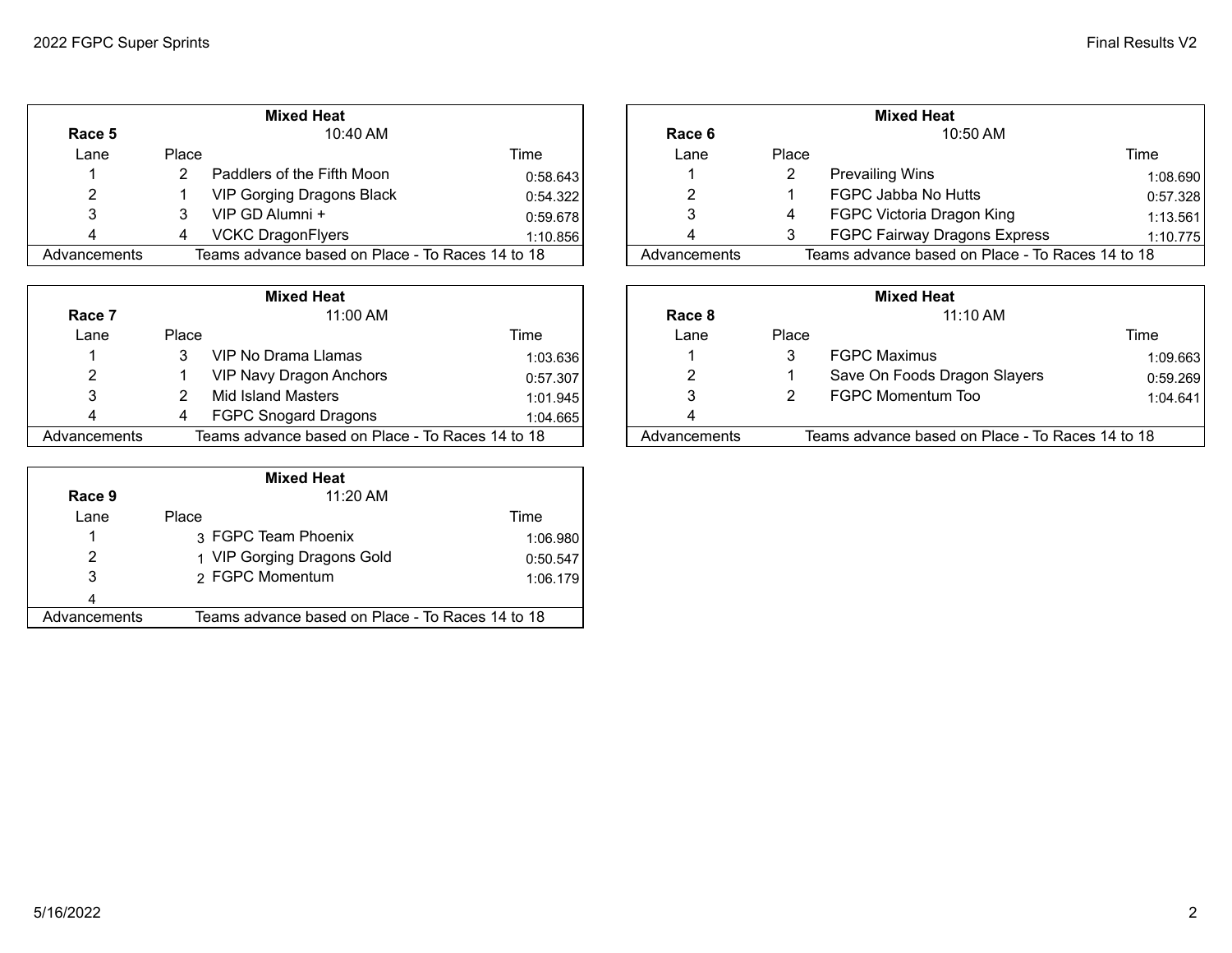### Race 5 — Mixed Heat — 10:40 AM

| Lane | Place | Team | Time |
|---|---|---|---|
| 1 | 2 | Paddlers of the Fifth Moon | 0:58.643 |
| 2 | 1 | VIP Gorging Dragons Black | 0:54.322 |
| 3 | 3 | VIP GD Alumni + | 0:59.678 |
| 4 | 4 | VCKC DragonFlyers | 1:10.856 |
| Advancements | | Teams advance based on Place - To Races 14 to 18 | |

### Race 6 — Mixed Heat — 10:50 AM

| Lane | Place | Team | Time |
|---|---|---|---|
| 1 | 2 | Prevailing Wins | 1:08.690 |
| 2 | 1 | FGPC Jabba No Hutts | 0:57.328 |
| 3 | 4 | FGPC Victoria Dragon King | 1:13.561 |
| 4 | 3 | FGPC Fairway Dragons Express | 1:10.775 |
| Advancements | | Teams advance based on Place - To Races 14 to 18 | |

### Race 7 — Mixed Heat — 11:00 AM

| Lane | Place | Team | Time |
|---|---|---|---|
| 1 | 3 | VIP No Drama Llamas | 1:03.636 |
| 2 | 1 | VIP Navy Dragon Anchors | 0:57.307 |
| 3 | 2 | Mid Island Masters | 1:01.945 |
| 4 | 4 | FGPC Snogard Dragons | 1:04.665 |
| Advancements | | Teams advance based on Place - To Races 14 to 18 | |

### Race 8 — Mixed Heat — 11:10 AM

| Lane | Place | Team | Time |
|---|---|---|---|
| 1 | 3 | FGPC Maximus | 1:09.663 |
| 2 | 1 | Save On Foods Dragon Slayers | 0:59.269 |
| 3 | 2 | FGPC Momentum Too | 1:04.641 |
| 4 | | | |
| Advancements | | Teams advance based on Place - To Races 14 to 18 | |

### Race 9 — Mixed Heat — 11:20 AM

| Lane | Place | Team | Time |
|---|---|---|---|
| 1 | 3 | FGPC Team Phoenix | 1:06.980 |
| 2 | 1 | VIP Gorging Dragons Gold | 0:50.547 |
| 3 | 2 | FGPC Momentum | 1:06.179 |
| 4 | | | |
| Advancements | | Teams advance based on Place - To Races 14 to 18 | |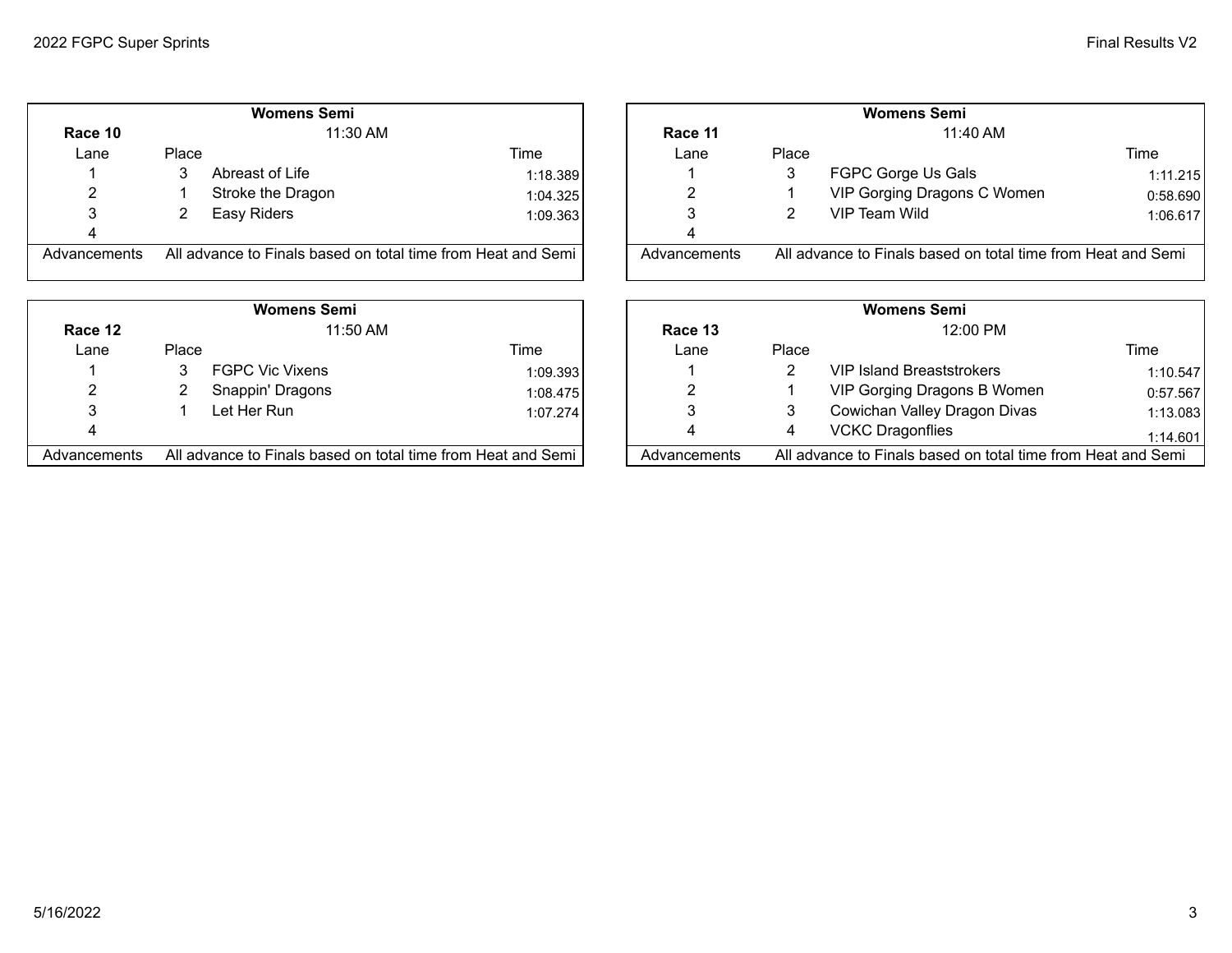**Womens Semi**

| Race 10 | 11:30 AM | | |
|---|---|---|---|
| Lane | Place | | Time |
| 1 | 3 | Abreast of Life | 1:18.389 |
| 2 | 1 | Stroke the Dragon | 1:04.325 |
| 3 | 2 | Easy Riders | 1:09.363 |
| 4 | | | |
| Advancements | All advance to Finals based on total time from Heat and Semi | | |

**Womens Semi**

| Race 11 | 11:40 AM | | |
|---|---|---|---|
| Lane | Place | | Time |
| 1 | 3 | FGPC Gorge Us Gals | 1:11.215 |
| 2 | 1 | VIP Gorging Dragons C Women | 0:58.690 |
| 3 | 2 | VIP Team Wild | 1:06.617 |
| 4 | | | |
| Advancements | All advance to Finals based on total time from Heat and Semi | | |

**Womens Semi**

| Race 12 | 11:50 AM | | |
|---|---|---|---|
| Lane | Place | | Time |
| 1 | 3 | FGPC Vic Vixens | 1:09.393 |
| 2 | 2 | Snappin' Dragons | 1:08.475 |
| 3 | 1 | Let Her Run | 1:07.274 |
| 4 | | | |
| Advancements | All advance to Finals based on total time from Heat and Semi | | |

**Womens Semi**

| Race 13 | 12:00 PM | | |
|---|---|---|---|
| Lane | Place | | Time |
| 1 | 2 | VIP Island Breaststrokers | 1:10.547 |
| 2 | 1 | VIP Gorging Dragons B Women | 0:57.567 |
| 3 | 3 | Cowichan Valley Dragon Divas | 1:13.083 |
| 4 | 4 | VCKC Dragonflies | 1:14.601 |
| Advancements | All advance to Finals based on total time from Heat and Semi | | |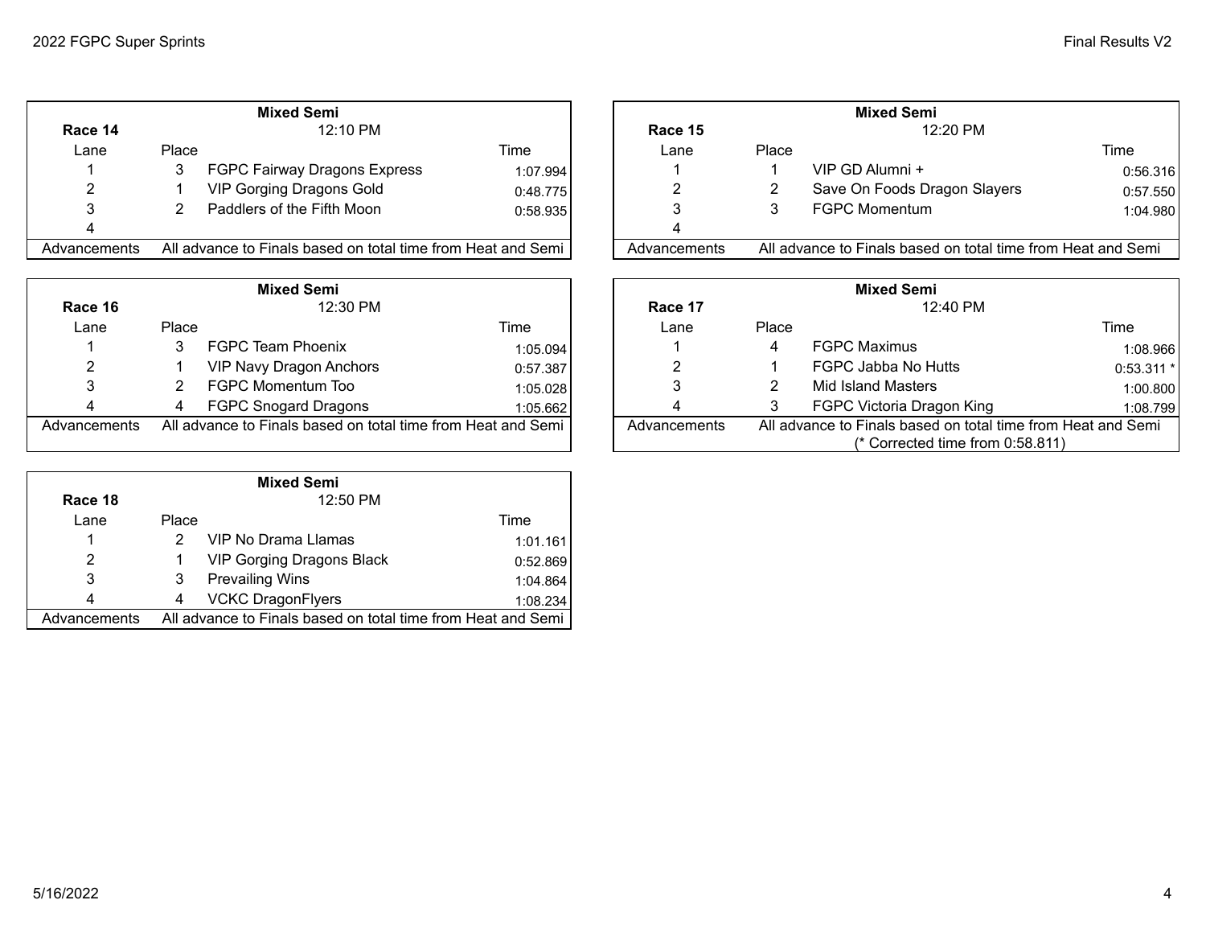### Mixed Semi

**Race 14** — 12:10 PM

| Lane | Place | Team | Time |
|---|---|---|---|
| 1 | 3 | FGPC Fairway Dragons Express | 1:07.994 |
| 2 | 1 | VIP Gorging Dragons Gold | 0:48.775 |
| 3 | 2 | Paddlers of the Fifth Moon | 0:58.935 |
| 4 | | | |
| Advancements | All advance to Finals based on total time from Heat and Semi | | |

### Mixed Semi

**Race 15** — 12:20 PM

| Lane | Place | Team | Time |
|---|---|---|---|
| 1 | 1 | VIP GD Alumni + | 0:56.316 |
| 2 | 2 | Save On Foods Dragon Slayers | 0:57.550 |
| 3 | 3 | FGPC Momentum | 1:04.980 |
| 4 | | | |
| Advancements | All advance to Finals based on total time from Heat and Semi | | |

### Mixed Semi

**Race 16** — 12:30 PM

| Lane | Place | Team | Time |
|---|---|---|---|
| 1 | 3 | FGPC Team Phoenix | 1:05.094 |
| 2 | 1 | VIP Navy Dragon Anchors | 0:57.387 |
| 3 | 2 | FGPC Momentum Too | 1:05.028 |
| 4 | 4 | FGPC Snogard Dragons | 1:05.662 |
| Advancements | All advance to Finals based on total time from Heat and Semi | | |

### Mixed Semi

**Race 17** — 12:40 PM

| Lane | Place | Team | Time |
|---|---|---|---|
| 1 | 4 | FGPC Maximus | 1:08.966 |
| 2 | 1 | FGPC Jabba No Hutts | 0:53.311 * |
| 3 | 2 | Mid Island Masters | 1:00.800 |
| 4 | 3 | FGPC Victoria Dragon King | 1:08.799 |
| Advancements | All advance to Finals based on total time from Heat and Semi (* Corrected time from 0:58.811) | | |

### Mixed Semi

**Race 18** — 12:50 PM

| Lane | Place | Team | Time |
|---|---|---|---|
| 1 | 2 | VIP No Drama Llamas | 1:01.161 |
| 2 | 1 | VIP Gorging Dragons Black | 0:52.869 |
| 3 | 3 | Prevailing Wins | 1:04.864 |
| 4 | 4 | VCKC DragonFlyers | 1:08.234 |
| Advancements | All advance to Finals based on total time from Heat and Semi | | |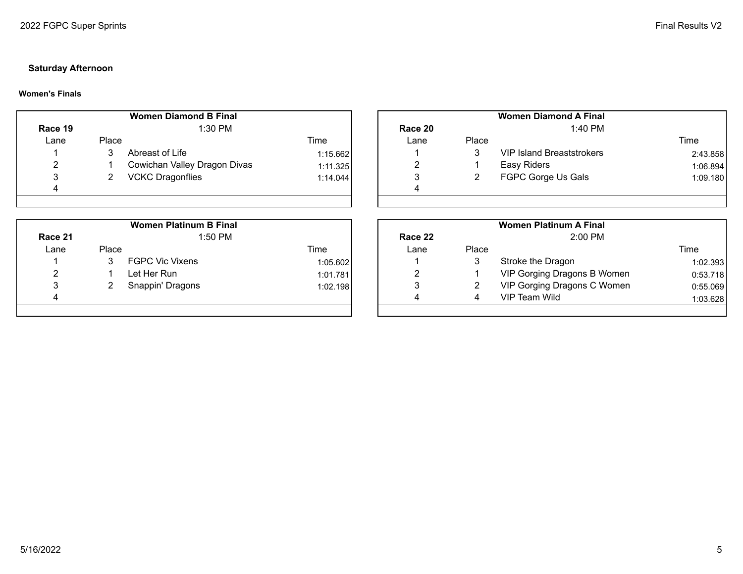## Saturday Afternoon

### Women's Finals

| Women Diamond B Final | | | |
|---|---|---|---|
| **Race 19** | | 1:30 PM | |
| Lane | Place | | Time |
| 1 | 3 | Abreast of Life | 1:15.662 |
| 2 | 1 | Cowichan Valley Dragon Divas | 1:11.325 |
| 3 | 2 | VCKC Dragonflies | 1:14.044 |
| 4 | | | |

| Women Diamond A Final | | | |
|---|---|---|---|
| **Race 20** | | 1:40 PM | |
| Lane | Place | | Time |
| 1 | 3 | VIP Island Breaststrokers | 2:43.858 |
| 2 | 1 | Easy Riders | 1:06.894 |
| 3 | 2 | FGPC Gorge Us Gals | 1:09.180 |
| 4 | | | |

| Women Platinum B Final | | | |
|---|---|---|---|
| **Race 21** | | 1:50 PM | |
| Lane | Place | | Time |
| 1 | 3 | FGPC Vic Vixens | 1:05.602 |
| 2 | 1 | Let Her Run | 1:01.781 |
| 3 | 2 | Snappin' Dragons | 1:02.198 |
| 4 | | | |

| Women Platinum A Final | | | |
|---|---|---|---|
| **Race 22** | | 2:00 PM | |
| Lane | Place | | Time |
| 1 | 3 | Stroke the Dragon | 1:02.393 |
| 2 | 1 | VIP Gorging Dragons B Women | 0:53.718 |
| 3 | 2 | VIP Gorging Dragons C Women | 0:55.069 |
| 4 | 4 | VIP Team Wild | 1:03.628 |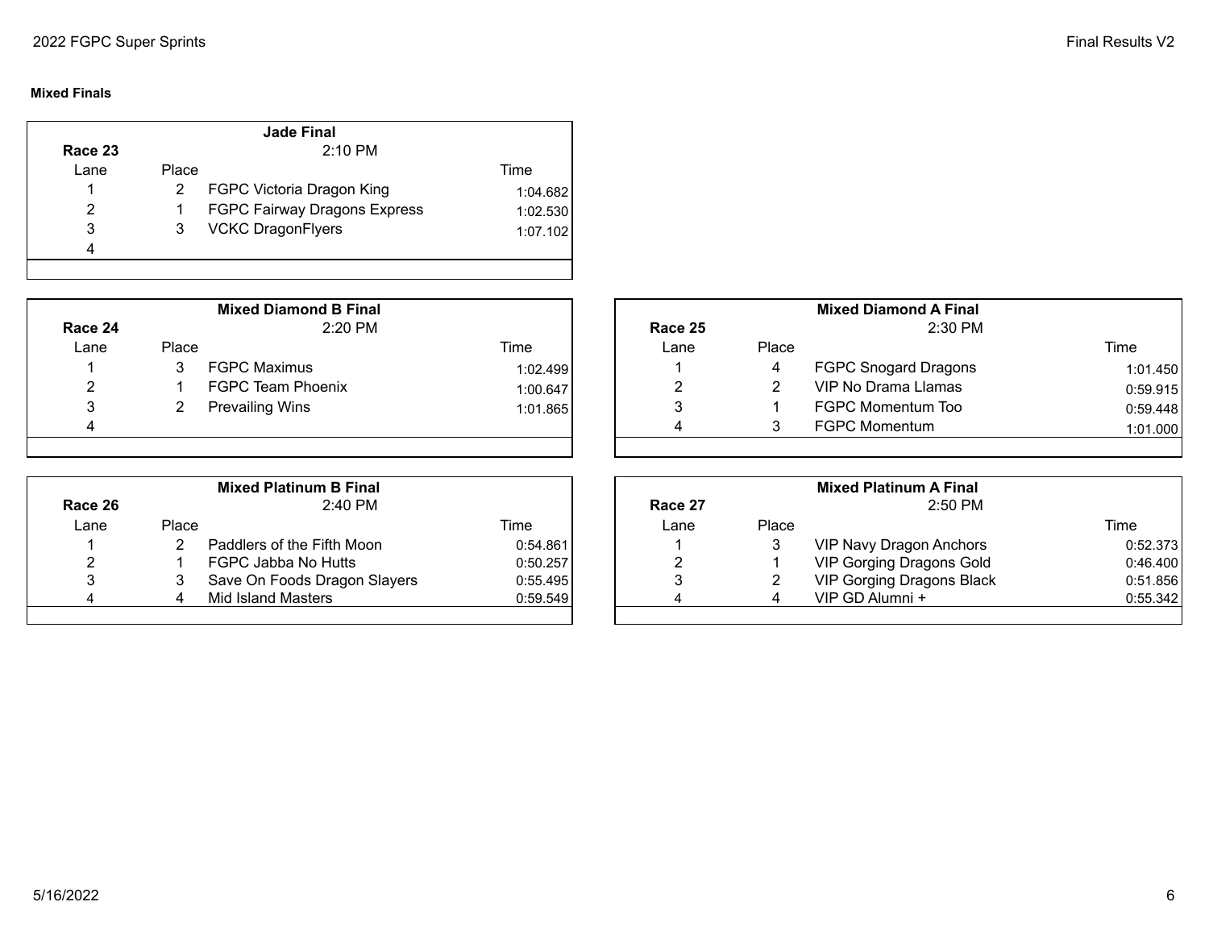**Mixed Finals**

**Jade Final**

**Race 23** — 2:10 PM

| Lane | Place | | Time |
|---|---|---|---|
| 1 | 2 | FGPC Victoria Dragon King | 1:04.682 |
| 2 | 1 | FGPC Fairway Dragons Express | 1:02.530 |
| 3 | 3 | VCKC DragonFlyers | 1:07.102 |
| 4 | | | |

**Mixed Diamond B Final**

**Race 24** — 2:20 PM

| Lane | Place | | Time |
|---|---|---|---|
| 1 | 3 | FGPC Maximus | 1:02.499 |
| 2 | 1 | FGPC Team Phoenix | 1:00.647 |
| 3 | 2 | Prevailing Wins | 1:01.865 |
| 4 | | | |

**Mixed Diamond A Final**

**Race 25** — 2:30 PM

| Lane | Place | | Time |
|---|---|---|---|
| 1 | 4 | FGPC Snogard Dragons | 1:01.450 |
| 2 | 2 | VIP No Drama Llamas | 0:59.915 |
| 3 | 1 | FGPC Momentum Too | 0:59.448 |
| 4 | 3 | FGPC Momentum | 1:01.000 |

**Mixed Platinum B Final**

**Race 26** — 2:40 PM

| Lane | Place | | Time |
|---|---|---|---|
| 1 | 2 | Paddlers of the Fifth Moon | 0:54.861 |
| 2 | 1 | FGPC Jabba No Hutts | 0:50.257 |
| 3 | 3 | Save On Foods Dragon Slayers | 0:55.495 |
| 4 | 4 | Mid Island Masters | 0:59.549 |

**Mixed Platinum A Final**

**Race 27** — 2:50 PM

| Lane | Place | | Time |
|---|---|---|---|
| 1 | 3 | VIP Navy Dragon Anchors | 0:52.373 |
| 2 | 1 | VIP Gorging Dragons Gold | 0:46.400 |
| 3 | 2 | VIP Gorging Dragons Black | 0:51.856 |
| 4 | 4 | VIP GD Alumni + | 0:55.342 |